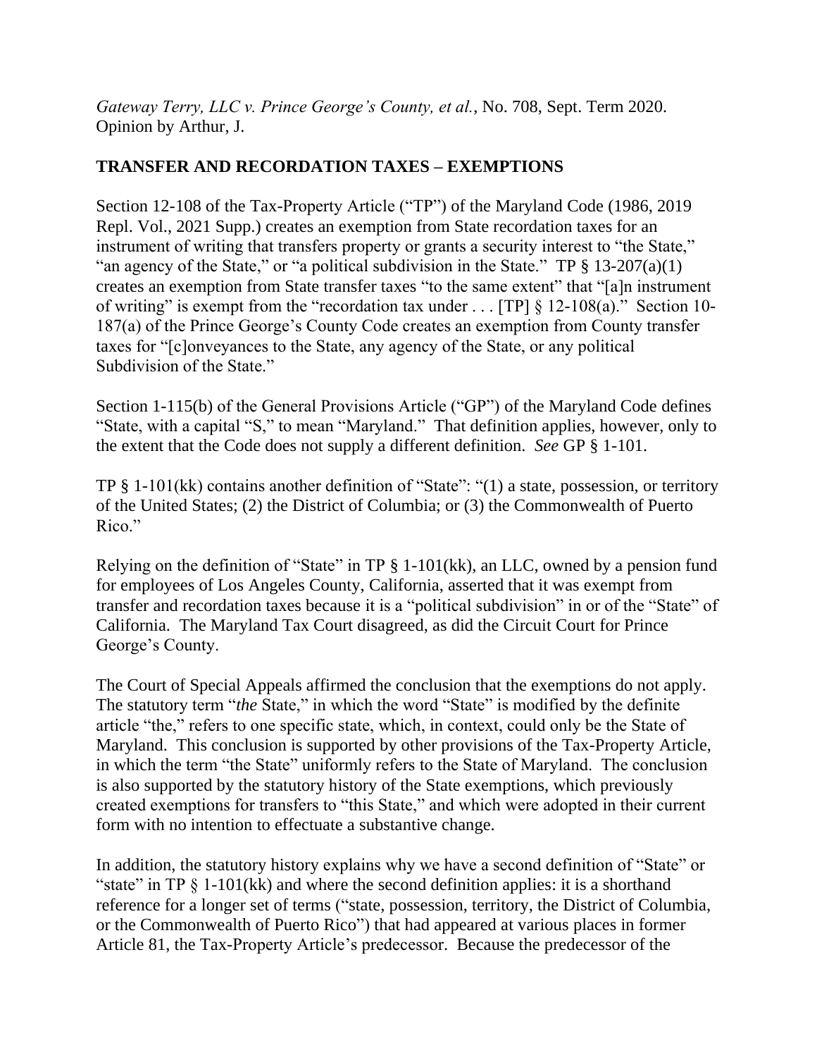*Gateway Terry, LLC v. Prince George's County, et al.*, No. 708, Sept. Term 2020. Opinion by Arthur, J.

**TRANSFER AND RECORDATION TAXES – EXEMPTIONS**

Section 12-108 of the Tax-Property Article ("TP") of the Maryland Code (1986, 2019 Repl. Vol., 2021 Supp.) creates an exemption from State recordation taxes for an instrument of writing that transfers property or grants a security interest to "the State," "an agency of the State," or "a political subdivision in the State." TP § 13-207(a)(1) creates an exemption from State transfer taxes "to the same extent" that "[a]n instrument of writing" is exempt from the "recordation tax under . . . [TP] § 12-108(a)." Section 10-187(a) of the Prince George's County Code creates an exemption from County transfer taxes for "[c]onveyances to the State, any agency of the State, or any political Subdivision of the State."

Section 1-115(b) of the General Provisions Article ("GP") of the Maryland Code defines "State, with a capital "S," to mean "Maryland." That definition applies, however, only to the extent that the Code does not supply a different definition. *See* GP § 1-101.

TP § 1-101(kk) contains another definition of "State": "(1) a state, possession, or territory of the United States; (2) the District of Columbia; or (3) the Commonwealth of Puerto Rico."

Relying on the definition of "State" in TP § 1-101(kk), an LLC, owned by a pension fund for employees of Los Angeles County, California, asserted that it was exempt from transfer and recordation taxes because it is a "political subdivision" in or of the "State" of California. The Maryland Tax Court disagreed, as did the Circuit Court for Prince George's County.

The Court of Special Appeals affirmed the conclusion that the exemptions do not apply. The statutory term "*the* State," in which the word "State" is modified by the definite article "the," refers to one specific state, which, in context, could only be the State of Maryland. This conclusion is supported by other provisions of the Tax-Property Article, in which the term "the State" uniformly refers to the State of Maryland. The conclusion is also supported by the statutory history of the State exemptions, which previously created exemptions for transfers to "this State," and which were adopted in their current form with no intention to effectuate a substantive change.

In addition, the statutory history explains why we have a second definition of "State" or "state" in TP § 1-101(kk) and where the second definition applies: it is a shorthand reference for a longer set of terms ("state, possession, territory, the District of Columbia, or the Commonwealth of Puerto Rico") that had appeared at various places in former Article 81, the Tax-Property Article's predecessor. Because the predecessor of the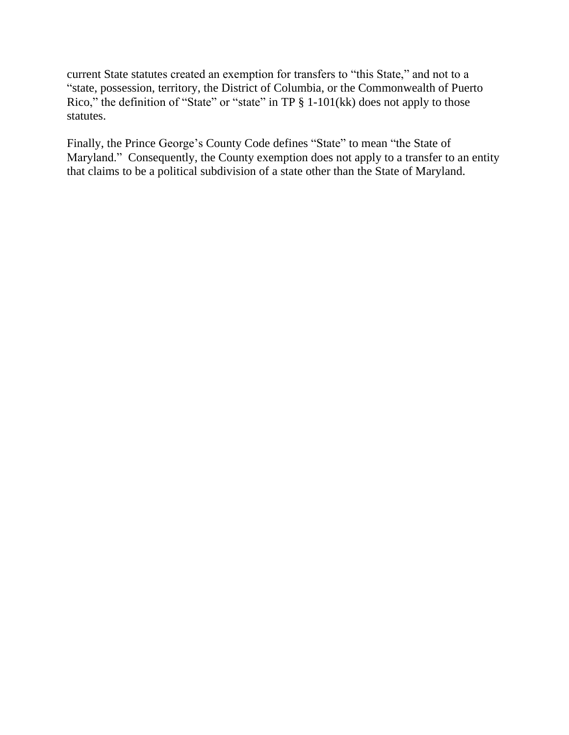current State statutes created an exemption for transfers to "this State," and not to a "state, possession, territory, the District of Columbia, or the Commonwealth of Puerto Rico," the definition of "State" or "state" in TP § 1-101(kk) does not apply to those statutes.

Finally, the Prince George's County Code defines "State" to mean "the State of Maryland." Consequently, the County exemption does not apply to a transfer to an entity that claims to be a political subdivision of a state other than the State of Maryland.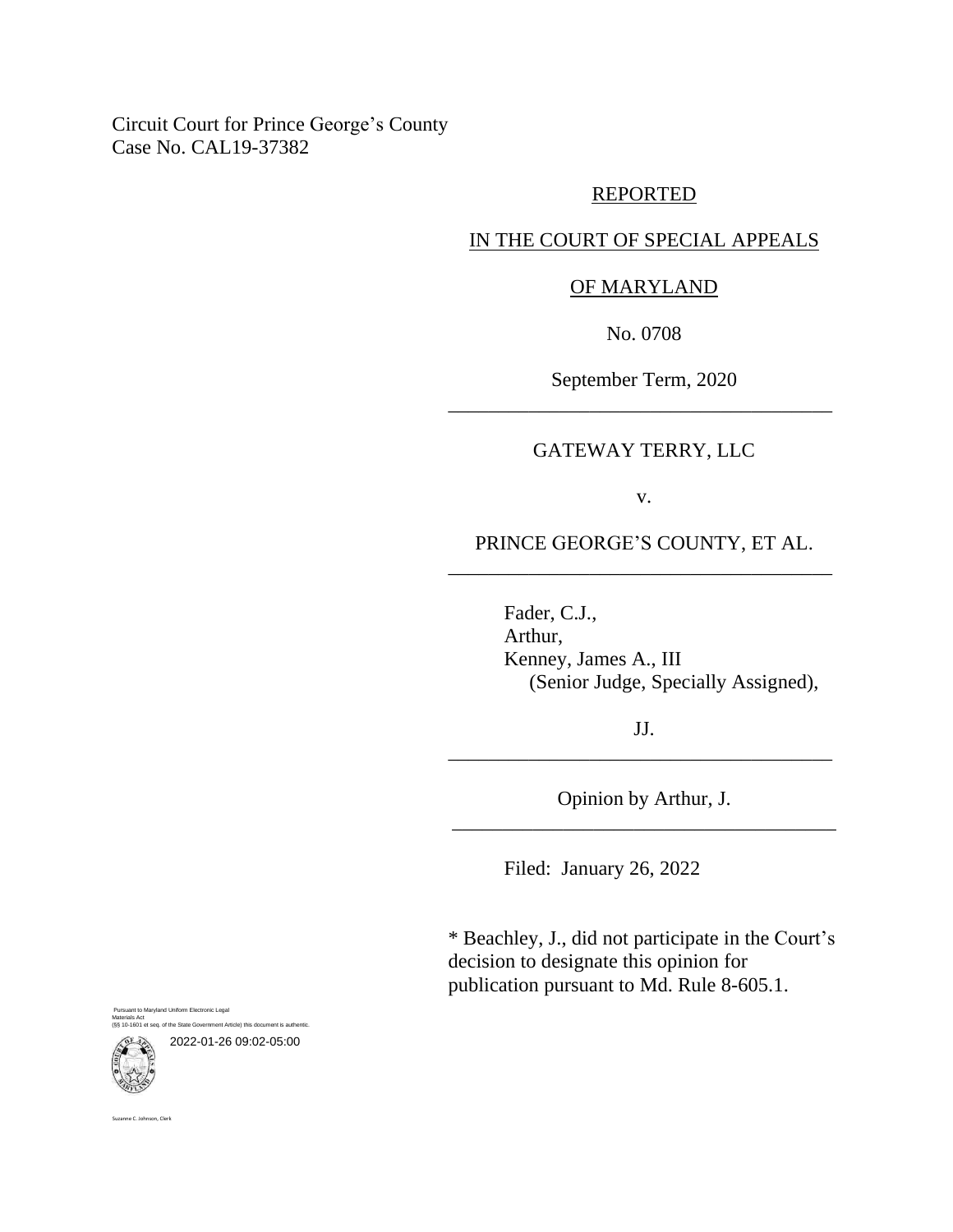Circuit Court for Prince George's County
Case No. CAL19-37382

REPORTED

IN THE COURT OF SPECIAL APPEALS

OF MARYLAND

No. 0708

September Term, 2020

---

GATEWAY TERRY, LLC

v.

PRINCE GEORGE'S COUNTY, ET AL.

---

Fader, C.J.,
Arthur,
Kenney, James A., III
(Senior Judge, Specially Assigned),

JJ.

---

Opinion by Arthur, J.

---

Filed: January 26, 2022

* Beachley, J., did not participate in the Court's decision to designate this opinion for publication pursuant to Md. Rule 8-605.1.

Pursuant to Maryland Uniform Electronic Legal Materials Act (§§ 10-1601 et seq. of the State Government Article) this document is authentic.

2022-01-26 09:02-05:00

Suzanne C. Johnson, Clerk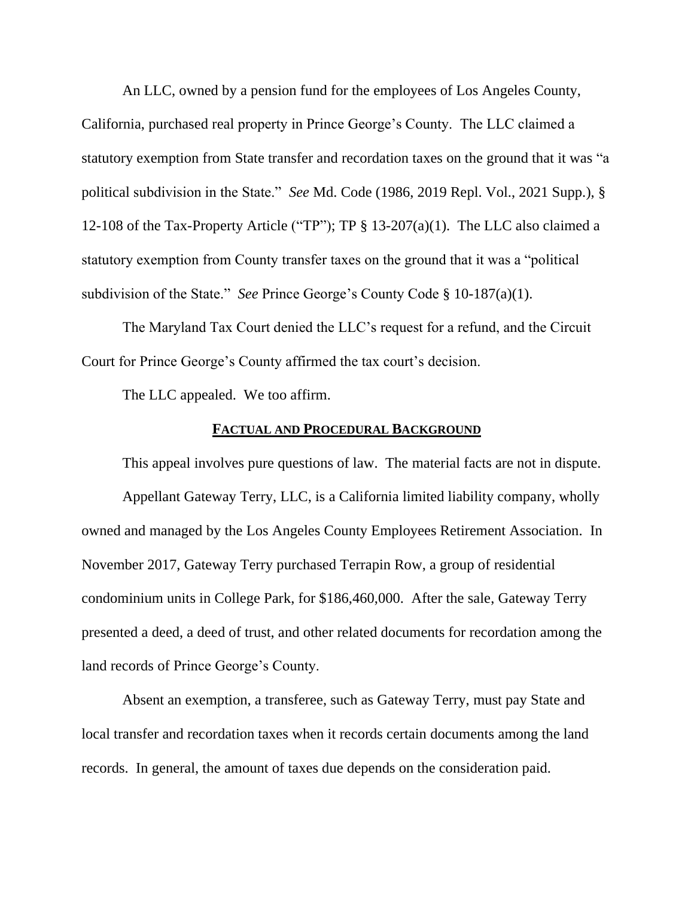An LLC, owned by a pension fund for the employees of Los Angeles County, California, purchased real property in Prince George's County. The LLC claimed a statutory exemption from State transfer and recordation taxes on the ground that it was "a political subdivision in the State." *See* Md. Code (1986, 2019 Repl. Vol., 2021 Supp.), § 12-108 of the Tax-Property Article ("TP"); TP § 13-207(a)(1). The LLC also claimed a statutory exemption from County transfer taxes on the ground that it was a "political subdivision of the State." *See* Prince George's County Code § 10-187(a)(1).

The Maryland Tax Court denied the LLC's request for a refund, and the Circuit Court for Prince George's County affirmed the tax court's decision.

The LLC appealed. We too affirm.

## FACTUAL AND PROCEDURAL BACKGROUND

This appeal involves pure questions of law. The material facts are not in dispute.

Appellant Gateway Terry, LLC, is a California limited liability company, wholly owned and managed by the Los Angeles County Employees Retirement Association. In November 2017, Gateway Terry purchased Terrapin Row, a group of residential condominium units in College Park, for $186,460,000. After the sale, Gateway Terry presented a deed, a deed of trust, and other related documents for recordation among the land records of Prince George's County.

Absent an exemption, a transferee, such as Gateway Terry, must pay State and local transfer and recordation taxes when it records certain documents among the land records. In general, the amount of taxes due depends on the consideration paid.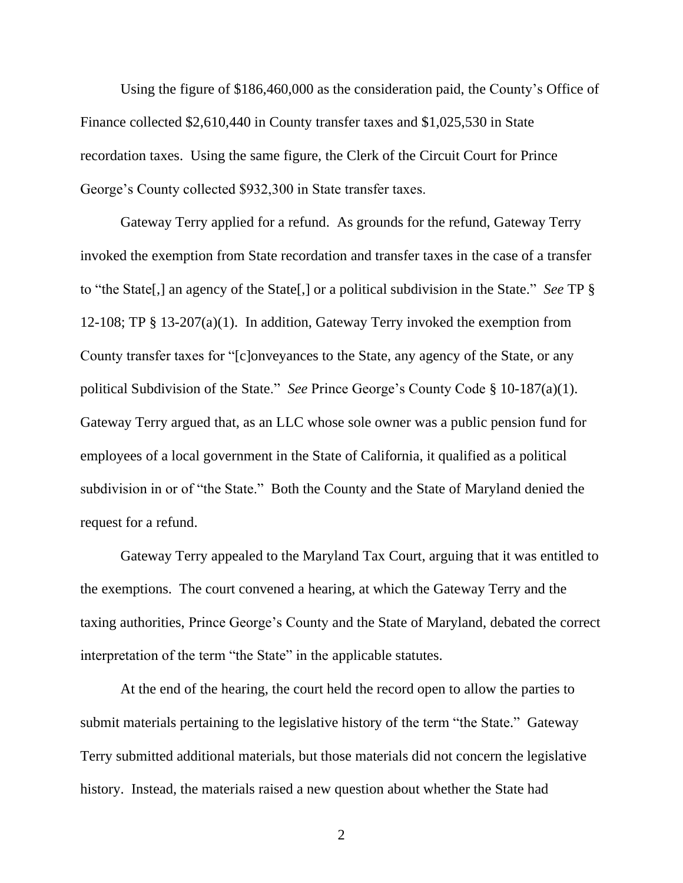Using the figure of $186,460,000 as the consideration paid, the County's Office of Finance collected $2,610,440 in County transfer taxes and $1,025,530 in State recordation taxes. Using the same figure, the Clerk of the Circuit Court for Prince George's County collected $932,300 in State transfer taxes.

Gateway Terry applied for a refund. As grounds for the refund, Gateway Terry invoked the exemption from State recordation and transfer taxes in the case of a transfer to "the State[,] an agency of the State[,] or a political subdivision in the State." *See* TP § 12-108; TP § 13-207(a)(1). In addition, Gateway Terry invoked the exemption from County transfer taxes for "[c]onveyances to the State, any agency of the State, or any political Subdivision of the State." *See* Prince George's County Code § 10-187(a)(1). Gateway Terry argued that, as an LLC whose sole owner was a public pension fund for employees of a local government in the State of California, it qualified as a political subdivision in or of "the State." Both the County and the State of Maryland denied the request for a refund.

Gateway Terry appealed to the Maryland Tax Court, arguing that it was entitled to the exemptions. The court convened a hearing, at which the Gateway Terry and the taxing authorities, Prince George's County and the State of Maryland, debated the correct interpretation of the term "the State" in the applicable statutes.

At the end of the hearing, the court held the record open to allow the parties to submit materials pertaining to the legislative history of the term "the State." Gateway Terry submitted additional materials, but those materials did not concern the legislative history. Instead, the materials raised a new question about whether the State had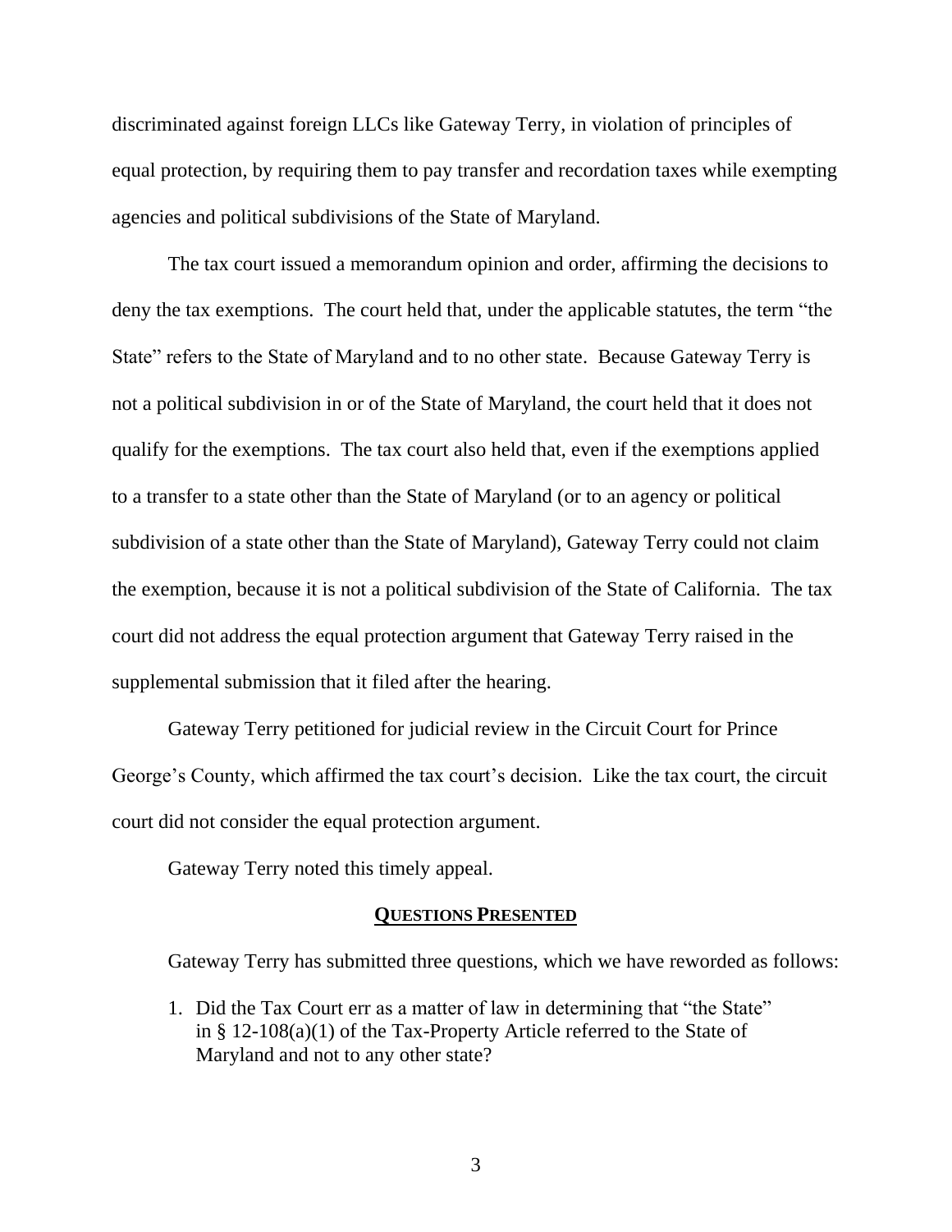discriminated against foreign LLCs like Gateway Terry, in violation of principles of equal protection, by requiring them to pay transfer and recordation taxes while exempting agencies and political subdivisions of the State of Maryland.

The tax court issued a memorandum opinion and order, affirming the decisions to deny the tax exemptions. The court held that, under the applicable statutes, the term "the State" refers to the State of Maryland and to no other state. Because Gateway Terry is not a political subdivision in or of the State of Maryland, the court held that it does not qualify for the exemptions. The tax court also held that, even if the exemptions applied to a transfer to a state other than the State of Maryland (or to an agency or political subdivision of a state other than the State of Maryland), Gateway Terry could not claim the exemption, because it is not a political subdivision of the State of California. The tax court did not address the equal protection argument that Gateway Terry raised in the supplemental submission that it filed after the hearing.

Gateway Terry petitioned for judicial review in the Circuit Court for Prince George's County, which affirmed the tax court's decision. Like the tax court, the circuit court did not consider the equal protection argument.

Gateway Terry noted this timely appeal.

## QUESTIONS PRESENTED

Gateway Terry has submitted three questions, which we have reworded as follows:

1. Did the Tax Court err as a matter of law in determining that "the State" in § 12-108(a)(1) of the Tax-Property Article referred to the State of Maryland and not to any other state?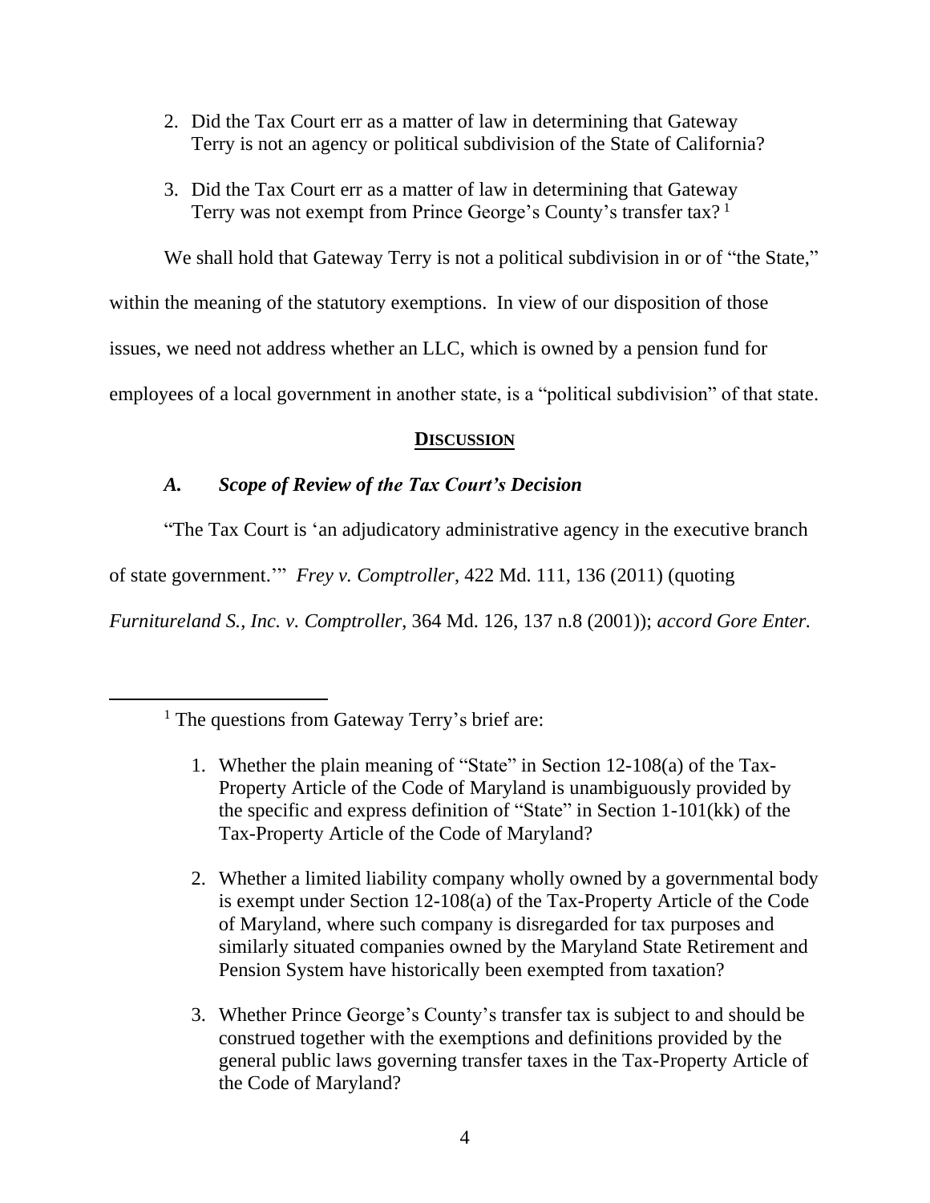2. Did the Tax Court err as a matter of law in determining that Gateway Terry is not an agency or political subdivision of the State of California?

3. Did the Tax Court err as a matter of law in determining that Gateway Terry was not exempt from Prince George's County's transfer tax? [1]

We shall hold that Gateway Terry is not a political subdivision in or of "the State," within the meaning of the statutory exemptions. In view of our disposition of those issues, we need not address whether an LLC, which is owned by a pension fund for employees of a local government in another state, is a "political subdivision" of that state.

## DISCUSSION

### *A. Scope of Review of the Tax Court's Decision*

"The Tax Court is 'an adjudicatory administrative agency in the executive branch of state government.'" *Frey v. Comptroller*, 422 Md. 111, 136 (2011) (quoting *Furnitureland S., Inc. v. Comptroller*, 364 Md. 126, 137 n.8 (2001)); *accord Gore Enter.*

---

[1] The questions from Gateway Terry's brief are:

1. Whether the plain meaning of "State" in Section 12-108(a) of the Tax-Property Article of the Code of Maryland is unambiguously provided by the specific and express definition of "State" in Section 1-101(kk) of the Tax-Property Article of the Code of Maryland?

2. Whether a limited liability company wholly owned by a governmental body is exempt under Section 12-108(a) of the Tax-Property Article of the Code of Maryland, where such company is disregarded for tax purposes and similarly situated companies owned by the Maryland State Retirement and Pension System have historically been exempted from taxation?

3. Whether Prince George's County's transfer tax is subject to and should be construed together with the exemptions and definitions provided by the general public laws governing transfer taxes in the Tax-Property Article of the Code of Maryland?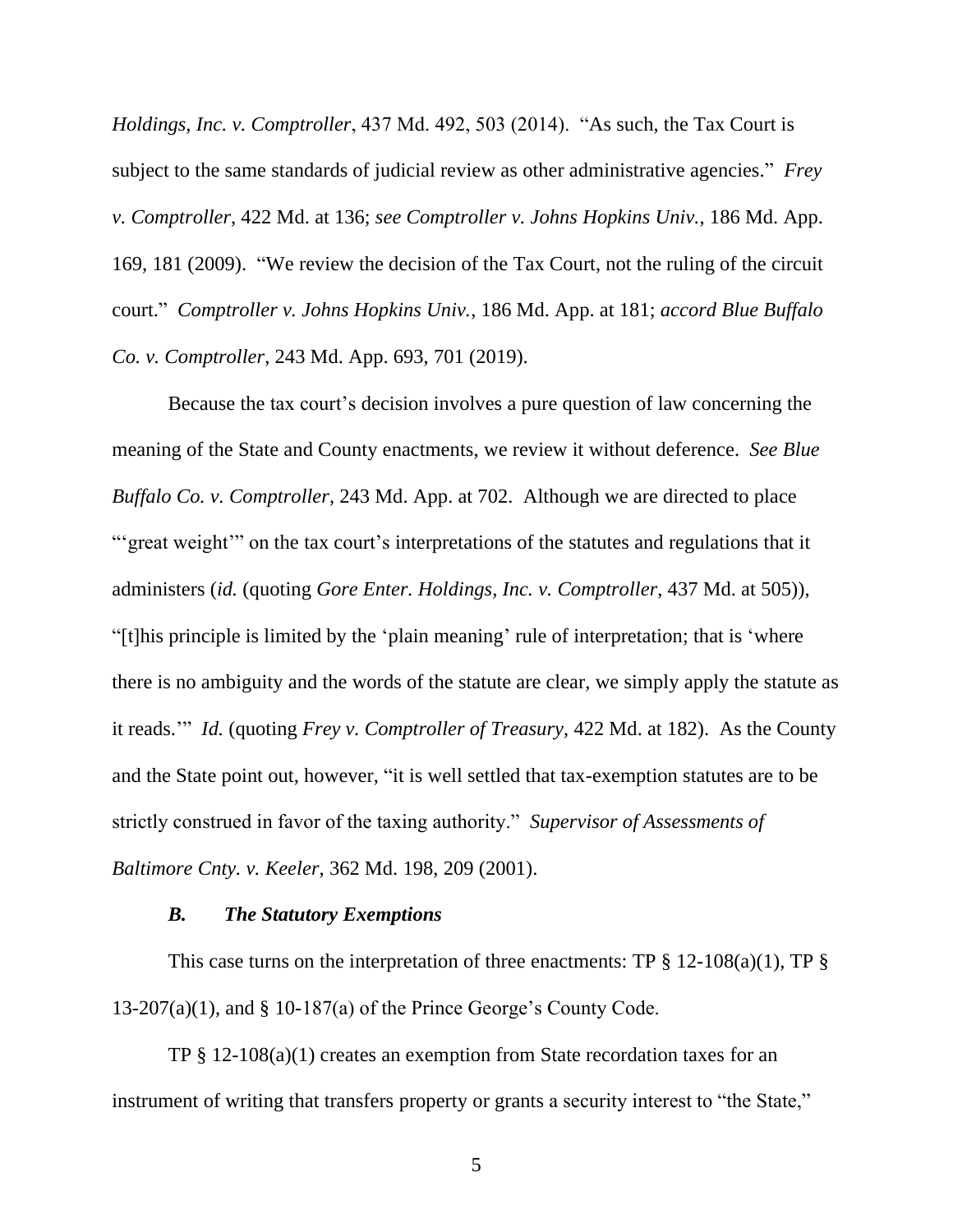*Holdings, Inc. v. Comptroller*, 437 Md. 492, 503 (2014). "As such, the Tax Court is subject to the same standards of judicial review as other administrative agencies." *Frey v. Comptroller*, 422 Md. at 136; *see Comptroller v. Johns Hopkins Univ.*, 186 Md. App. 169, 181 (2009). "We review the decision of the Tax Court, not the ruling of the circuit court." *Comptroller v. Johns Hopkins Univ.*, 186 Md. App. at 181; *accord Blue Buffalo Co. v. Comptroller*, 243 Md. App. 693, 701 (2019).

Because the tax court's decision involves a pure question of law concerning the meaning of the State and County enactments, we review it without deference. *See Blue Buffalo Co. v. Comptroller*, 243 Md. App. at 702. Although we are directed to place "'great weight'" on the tax court's interpretations of the statutes and regulations that it administers (*id.* (quoting *Gore Enter. Holdings, Inc. v. Comptroller*, 437 Md. at 505)), "[t]his principle is limited by the 'plain meaning' rule of interpretation; that is 'where there is no ambiguity and the words of the statute are clear, we simply apply the statute as it reads.'" *Id.* (quoting *Frey v. Comptroller of Treasury*, 422 Md. at 182). As the County and the State point out, however, "it is well settled that tax-exemption statutes are to be strictly construed in favor of the taxing authority." *Supervisor of Assessments of Baltimore Cnty. v. Keeler*, 362 Md. 198, 209 (2001).

### *B. The Statutory Exemptions*

This case turns on the interpretation of three enactments: TP § 12-108(a)(1), TP § 13-207(a)(1), and § 10-187(a) of the Prince George's County Code.

TP § 12-108(a)(1) creates an exemption from State recordation taxes for an instrument of writing that transfers property or grants a security interest to "the State,"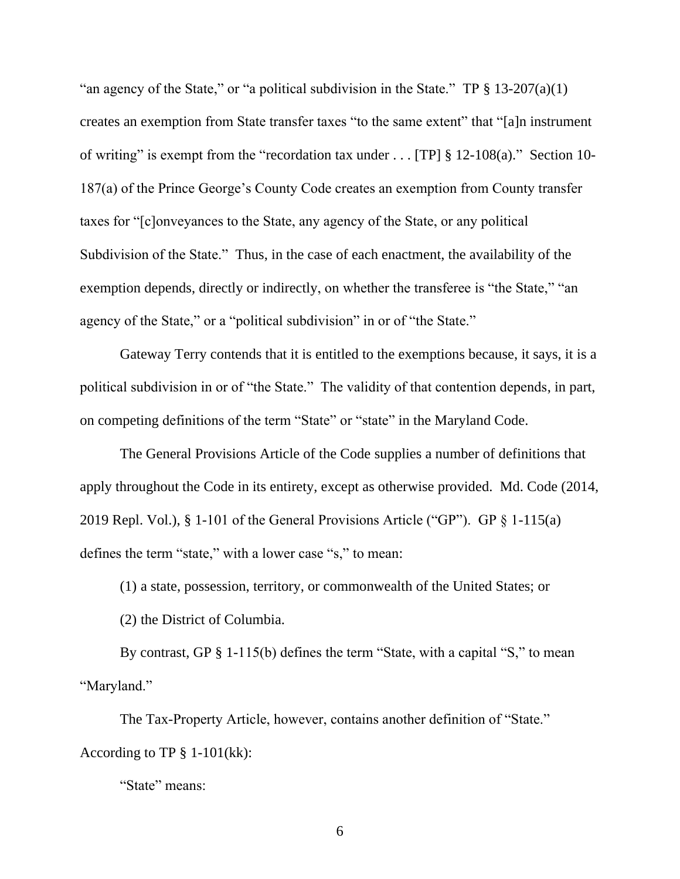"an agency of the State," or "a political subdivision in the State." TP § 13-207(a)(1) creates an exemption from State transfer taxes "to the same extent" that "[a]n instrument of writing" is exempt from the "recordation tax under . . . [TP] § 12-108(a)." Section 10-187(a) of the Prince George's County Code creates an exemption from County transfer taxes for "[c]onveyances to the State, any agency of the State, or any political Subdivision of the State." Thus, in the case of each enactment, the availability of the exemption depends, directly or indirectly, on whether the transferee is "the State," "an agency of the State," or a "political subdivision" in or of "the State."

Gateway Terry contends that it is entitled to the exemptions because, it says, it is a political subdivision in or of "the State." The validity of that contention depends, in part, on competing definitions of the term "State" or "state" in the Maryland Code.

The General Provisions Article of the Code supplies a number of definitions that apply throughout the Code in its entirety, except as otherwise provided. Md. Code (2014, 2019 Repl. Vol.), § 1-101 of the General Provisions Article ("GP"). GP § 1-115(a) defines the term "state," with a lower case "s," to mean:

(1) a state, possession, territory, or commonwealth of the United States; or

(2) the District of Columbia.

By contrast, GP § 1-115(b) defines the term "State, with a capital "S," to mean "Maryland."

The Tax-Property Article, however, contains another definition of "State." According to TP § 1-101(kk):

"State" means: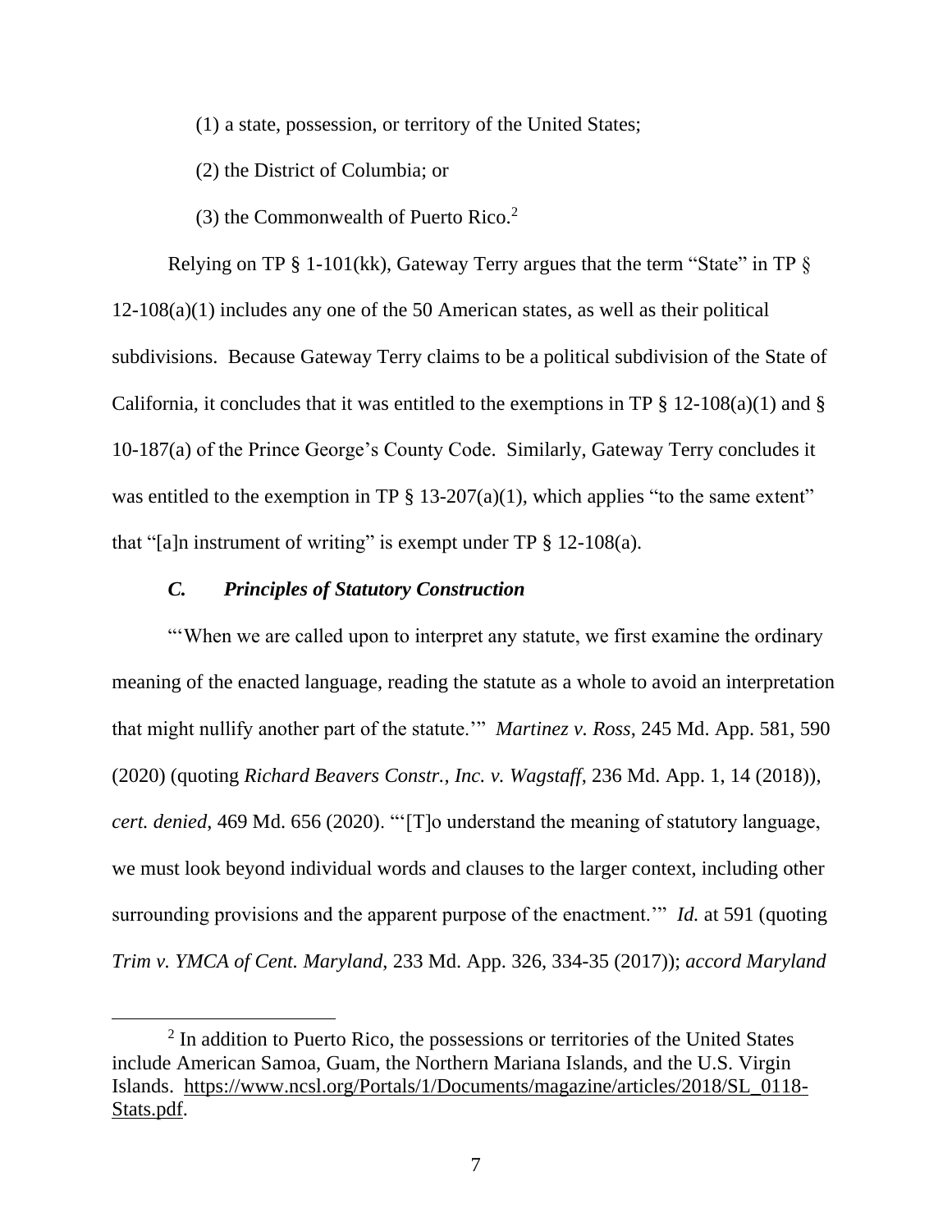(1) a state, possession, or territory of the United States;

(2) the District of Columbia; or

(3) the Commonwealth of Puerto Rico.[2]

Relying on TP § 1-101(kk), Gateway Terry argues that the term "State" in TP § 12-108(a)(1) includes any one of the 50 American states, as well as their political subdivisions. Because Gateway Terry claims to be a political subdivision of the State of California, it concludes that it was entitled to the exemptions in TP § 12-108(a)(1) and § 10-187(a) of the Prince George's County Code. Similarly, Gateway Terry concludes it was entitled to the exemption in TP § 13-207(a)(1), which applies "to the same extent" that "[a]n instrument of writing" is exempt under TP § 12-108(a).

### *C. Principles of Statutory Construction*

"'When we are called upon to interpret any statute, we first examine the ordinary meaning of the enacted language, reading the statute as a whole to avoid an interpretation that might nullify another part of the statute.'" *Martinez v. Ross*, 245 Md. App. 581, 590 (2020) (quoting *Richard Beavers Constr., Inc. v. Wagstaff*, 236 Md. App. 1, 14 (2018)), *cert. denied*, 469 Md. 656 (2020). "'[T]o understand the meaning of statutory language, we must look beyond individual words and clauses to the larger context, including other surrounding provisions and the apparent purpose of the enactment.'" *Id.* at 591 (quoting *Trim v. YMCA of Cent. Maryland*, 233 Md. App. 326, 334-35 (2017)); *accord Maryland*

[2] In addition to Puerto Rico, the possessions or territories of the United States include American Samoa, Guam, the Northern Mariana Islands, and the U.S. Virgin Islands. https://www.ncsl.org/Portals/1/Documents/magazine/articles/2018/SL_0118-Stats.pdf.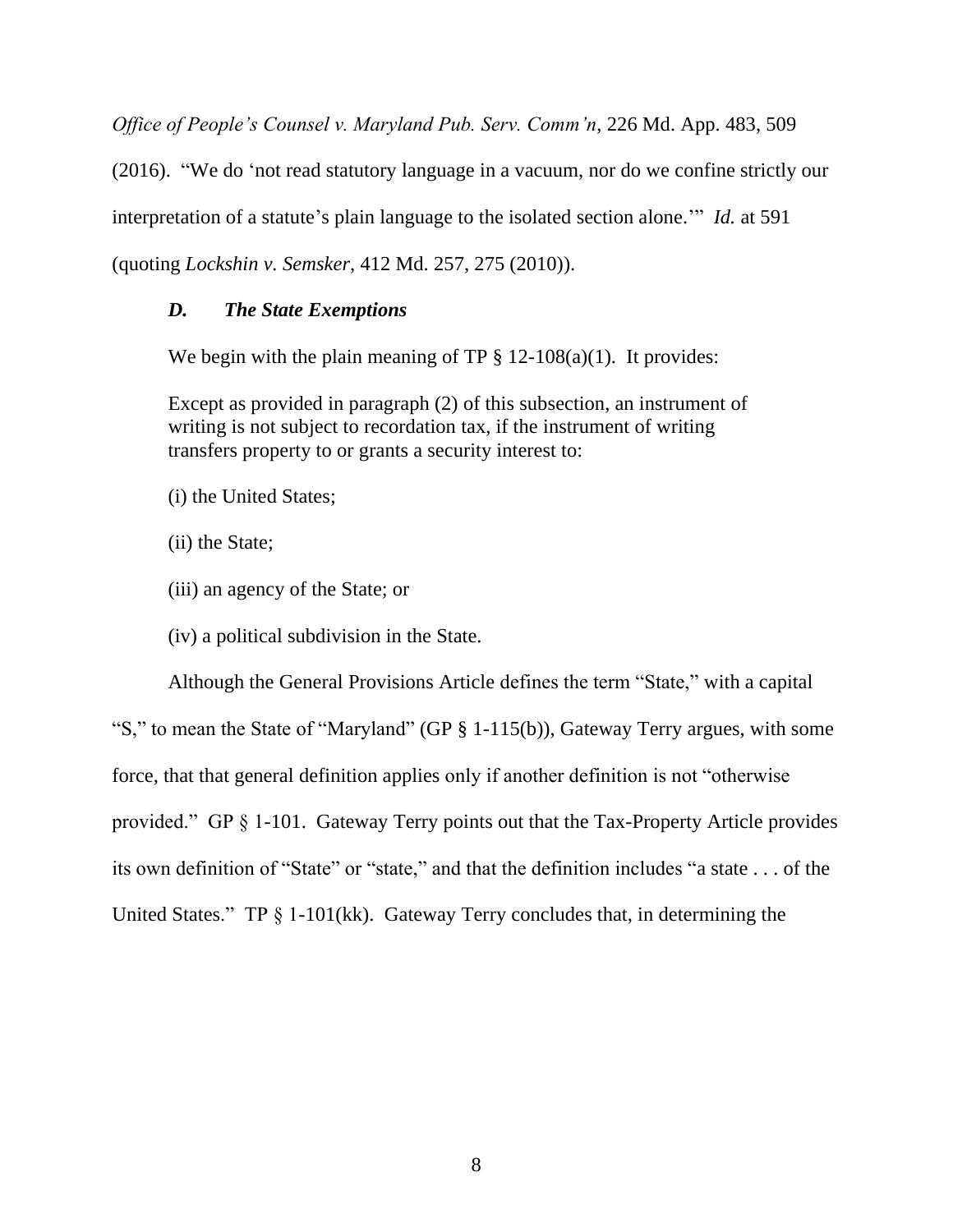*Office of People's Counsel v. Maryland Pub. Serv. Comm'n*, 226 Md. App. 483, 509 (2016). "We do 'not read statutory language in a vacuum, nor do we confine strictly our interpretation of a statute's plain language to the isolated section alone.'" *Id.* at 591 (quoting *Lockshin v. Semsker*, 412 Md. 257, 275 (2010)).

### *D. The State Exemptions*

We begin with the plain meaning of TP § 12-108(a)(1). It provides:

> Except as provided in paragraph (2) of this subsection, an instrument of writing is not subject to recordation tax, if the instrument of writing transfers property to or grants a security interest to:
>
> (i) the United States;
>
> (ii) the State;
>
> (iii) an agency of the State; or
>
> (iv) a political subdivision in the State.

Although the General Provisions Article defines the term "State," with a capital "S," to mean the State of "Maryland" (GP § 1-115(b)), Gateway Terry argues, with some force, that that general definition applies only if another definition is not "otherwise provided." GP § 1-101. Gateway Terry points out that the Tax-Property Article provides its own definition of "State" or "state," and that the definition includes "a state . . . of the United States." TP § 1-101(kk). Gateway Terry concludes that, in determining the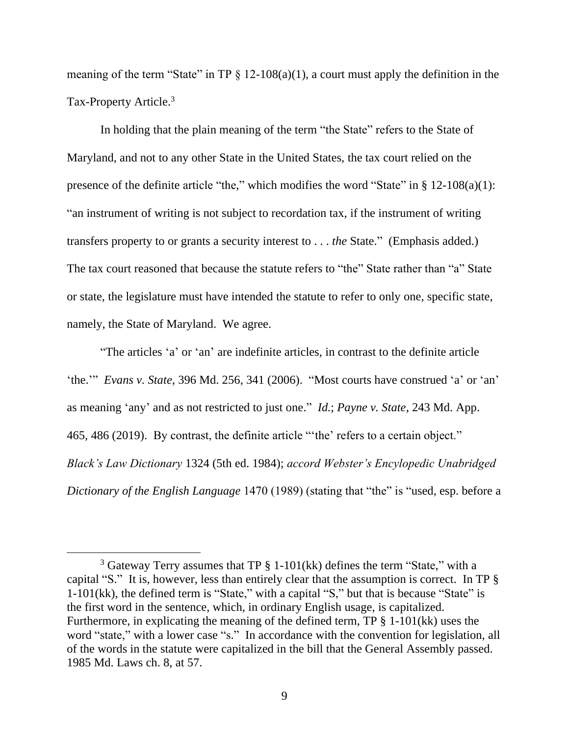meaning of the term "State" in TP § 12-108(a)(1), a court must apply the definition in the Tax-Property Article.[3]

In holding that the plain meaning of the term "the State" refers to the State of Maryland, and not to any other State in the United States, the tax court relied on the presence of the definite article "the," which modifies the word "State" in § 12-108(a)(1): "an instrument of writing is not subject to recordation tax, if the instrument of writing transfers property to or grants a security interest to . . . *the* State." (Emphasis added.) The tax court reasoned that because the statute refers to "the" State rather than "a" State or state, the legislature must have intended the statute to refer to only one, specific state, namely, the State of Maryland. We agree.

"The articles 'a' or 'an' are indefinite articles, in contrast to the definite article 'the.'" *Evans v. State*, 396 Md. 256, 341 (2006). "Most courts have construed 'a' or 'an' as meaning 'any' and as not restricted to just one." *Id.*; *Payne v. State*, 243 Md. App. 465, 486 (2019). By contrast, the definite article "'the' refers to a certain object." *Black's Law Dictionary* 1324 (5th ed. 1984); *accord Webster's Encylopedic Unabridged Dictionary of the English Language* 1470 (1989) (stating that "the" is "used, esp. before a

---

[3] Gateway Terry assumes that TP § 1-101(kk) defines the term "State," with a capital "S." It is, however, less than entirely clear that the assumption is correct. In TP § 1-101(kk), the defined term is "State," with a capital "S," but that is because "State" is the first word in the sentence, which, in ordinary English usage, is capitalized. Furthermore, in explicating the meaning of the defined term, TP § 1-101(kk) uses the word "state," with a lower case "s." In accordance with the convention for legislation, all of the words in the statute were capitalized in the bill that the General Assembly passed. 1985 Md. Laws ch. 8, at 57.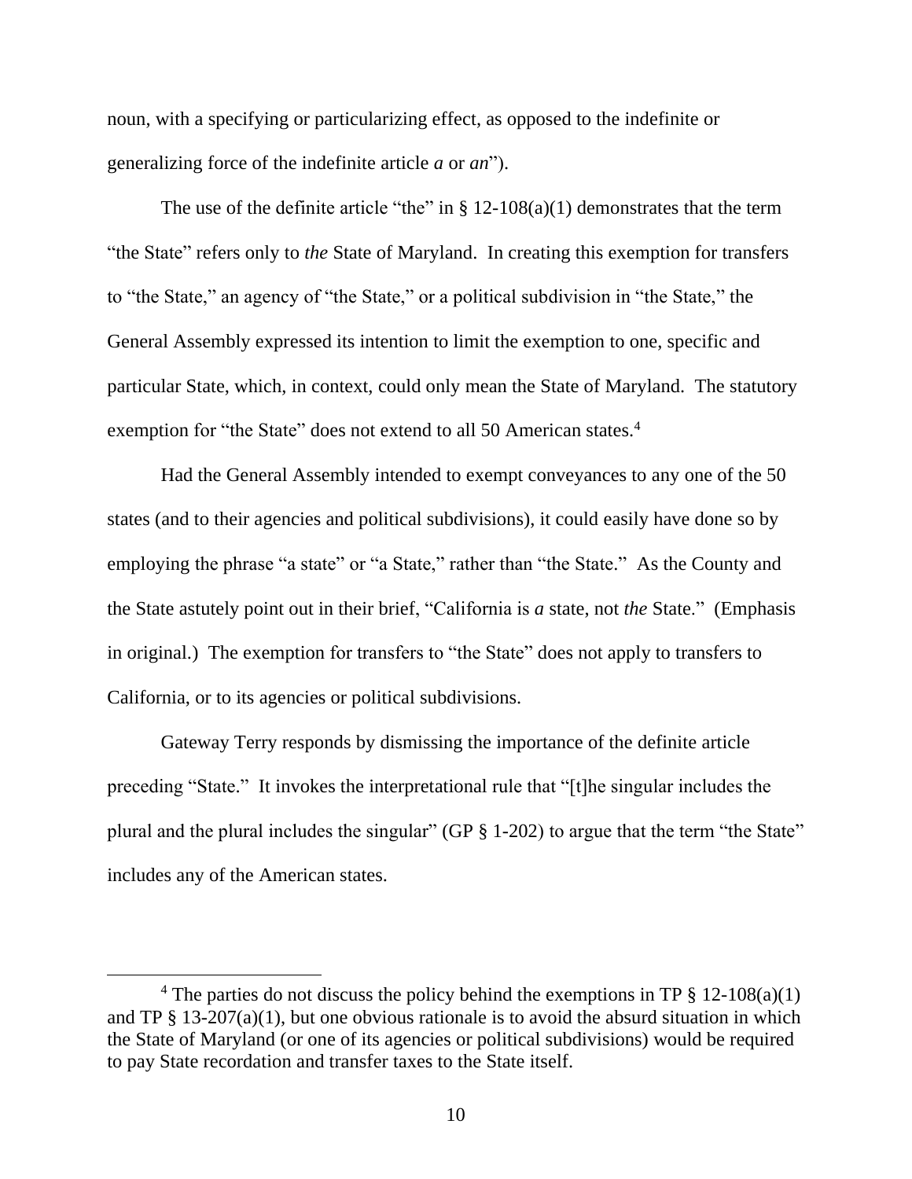noun, with a specifying or particularizing effect, as opposed to the indefinite or generalizing force of the indefinite article *a* or *an*").

The use of the definite article "the" in § 12-108(a)(1) demonstrates that the term "the State" refers only to *the* State of Maryland. In creating this exemption for transfers to "the State," an agency of "the State," or a political subdivision in "the State," the General Assembly expressed its intention to limit the exemption to one, specific and particular State, which, in context, could only mean the State of Maryland. The statutory exemption for "the State" does not extend to all 50 American states.[4]

Had the General Assembly intended to exempt conveyances to any one of the 50 states (and to their agencies and political subdivisions), it could easily have done so by employing the phrase "a state" or "a State," rather than "the State." As the County and the State astutely point out in their brief, "California is *a* state, not *the* State." (Emphasis in original.) The exemption for transfers to "the State" does not apply to transfers to California, or to its agencies or political subdivisions.

Gateway Terry responds by dismissing the importance of the definite article preceding "State." It invokes the interpretational rule that "[t]he singular includes the plural and the plural includes the singular" (GP § 1-202) to argue that the term "the State" includes any of the American states.

[4] The parties do not discuss the policy behind the exemptions in TP § 12-108(a)(1) and TP § 13-207(a)(1), but one obvious rationale is to avoid the absurd situation in which the State of Maryland (or one of its agencies or political subdivisions) would be required to pay State recordation and transfer taxes to the State itself.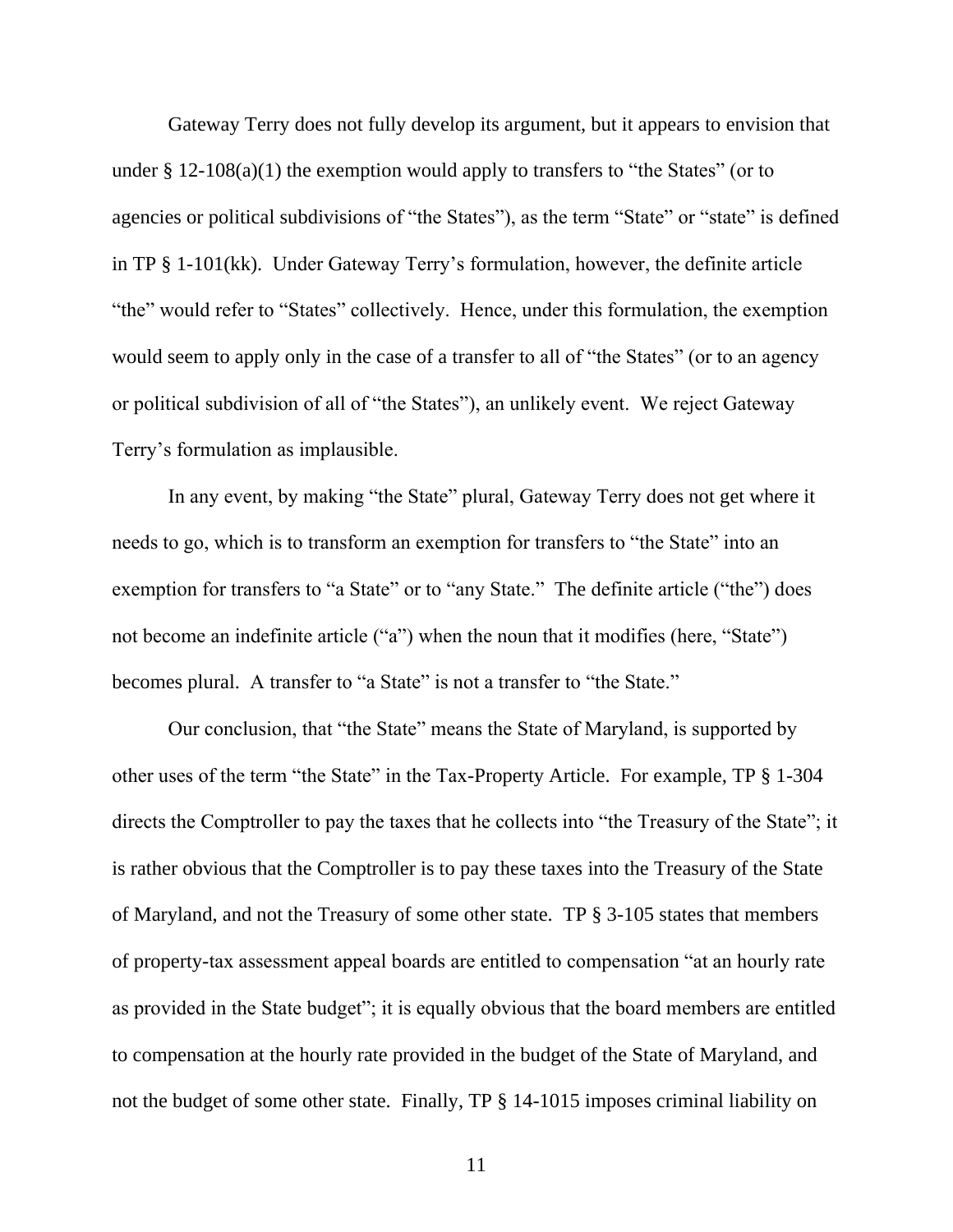Gateway Terry does not fully develop its argument, but it appears to envision that under § 12-108(a)(1) the exemption would apply to transfers to "the States" (or to agencies or political subdivisions of "the States"), as the term "State" or "state" is defined in TP § 1-101(kk). Under Gateway Terry's formulation, however, the definite article "the" would refer to "States" collectively. Hence, under this formulation, the exemption would seem to apply only in the case of a transfer to all of "the States" (or to an agency or political subdivision of all of "the States"), an unlikely event. We reject Gateway Terry's formulation as implausible.

In any event, by making "the State" plural, Gateway Terry does not get where it needs to go, which is to transform an exemption for transfers to "the State" into an exemption for transfers to "a State" or to "any State." The definite article ("the") does not become an indefinite article ("a") when the noun that it modifies (here, "State") becomes plural. A transfer to "a State" is not a transfer to "the State."

Our conclusion, that "the State" means the State of Maryland, is supported by other uses of the term "the State" in the Tax-Property Article. For example, TP § 1-304 directs the Comptroller to pay the taxes that he collects into "the Treasury of the State"; it is rather obvious that the Comptroller is to pay these taxes into the Treasury of the State of Maryland, and not the Treasury of some other state. TP § 3-105 states that members of property-tax assessment appeal boards are entitled to compensation "at an hourly rate as provided in the State budget"; it is equally obvious that the board members are entitled to compensation at the hourly rate provided in the budget of the State of Maryland, and not the budget of some other state. Finally, TP § 14-1015 imposes criminal liability on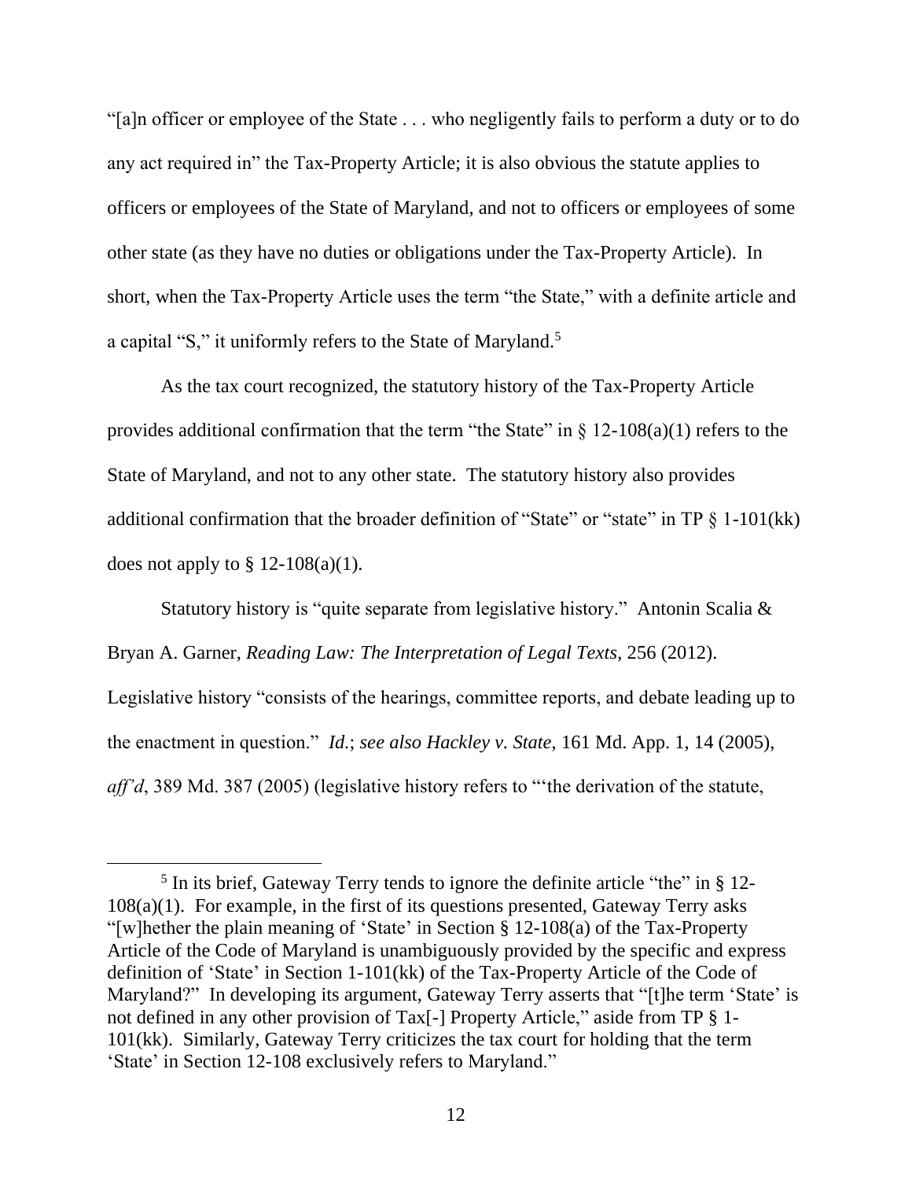"[a]n officer or employee of the State . . . who negligently fails to perform a duty or to do any act required in" the Tax-Property Article; it is also obvious the statute applies to officers or employees of the State of Maryland, and not to officers or employees of some other state (as they have no duties or obligations under the Tax-Property Article). In short, when the Tax-Property Article uses the term "the State," with a definite article and a capital "S," it uniformly refers to the State of Maryland.[5]

As the tax court recognized, the statutory history of the Tax-Property Article provides additional confirmation that the term "the State" in § 12-108(a)(1) refers to the State of Maryland, and not to any other state. The statutory history also provides additional confirmation that the broader definition of "State" or "state" in TP § 1-101(kk) does not apply to § 12-108(a)(1).

Statutory history is "quite separate from legislative history." Antonin Scalia & Bryan A. Garner, *Reading Law: The Interpretation of Legal Texts*, 256 (2012). Legislative history "consists of the hearings, committee reports, and debate leading up to the enactment in question." *Id.*; *see also Hackley v. State*, 161 Md. App. 1, 14 (2005), *aff'd*, 389 Md. 387 (2005) (legislative history refers to "'the derivation of the statute,

[5] In its brief, Gateway Terry tends to ignore the definite article "the" in § 12-108(a)(1). For example, in the first of its questions presented, Gateway Terry asks "[w]hether the plain meaning of 'State' in Section § 12-108(a) of the Tax-Property Article of the Code of Maryland is unambiguously provided by the specific and express definition of 'State' in Section 1-101(kk) of the Tax-Property Article of the Code of Maryland?" In developing its argument, Gateway Terry asserts that "[t]he term 'State' is not defined in any other provision of Tax[-] Property Article," aside from TP § 1-101(kk). Similarly, Gateway Terry criticizes the tax court for holding that the term 'State' in Section 12-108 exclusively refers to Maryland."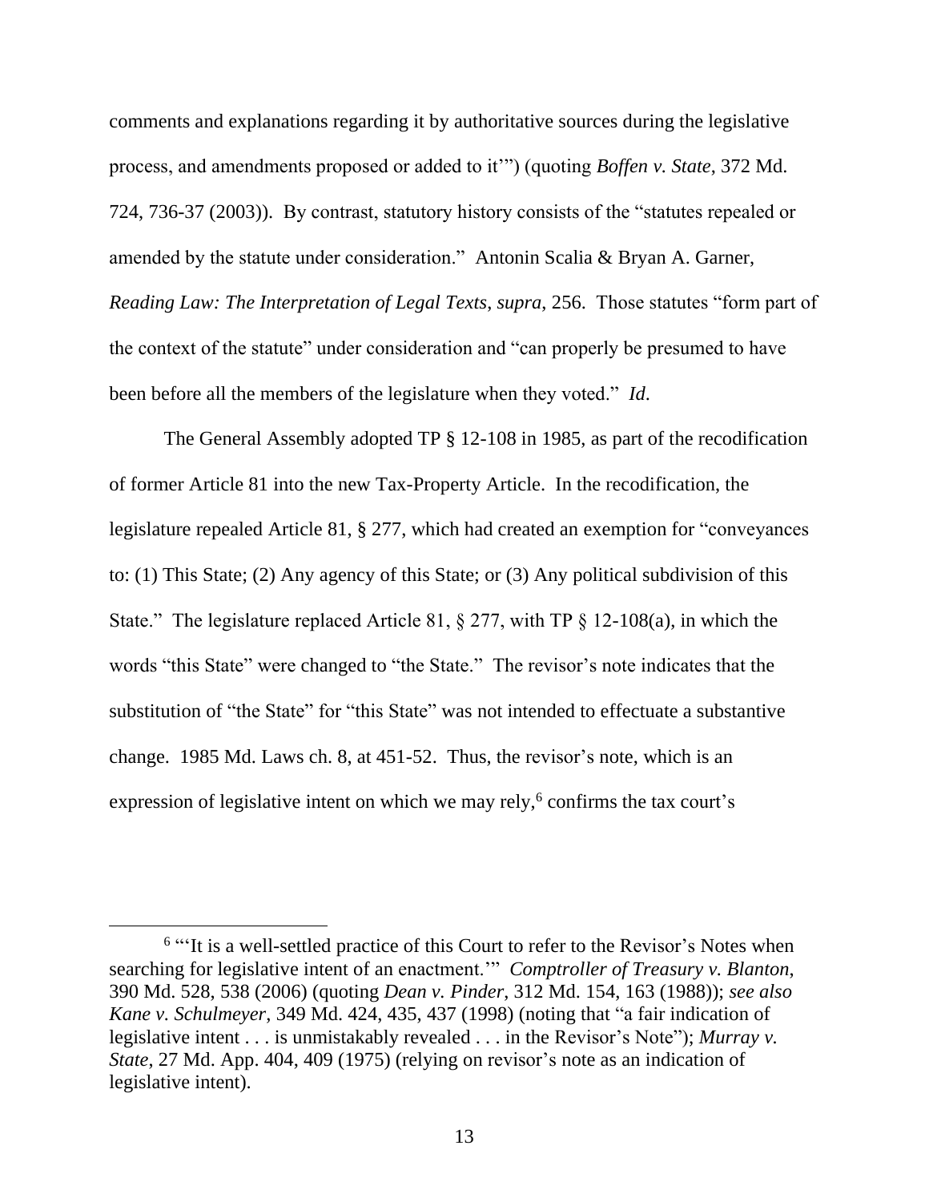comments and explanations regarding it by authoritative sources during the legislative process, and amendments proposed or added to it'") (quoting *Boffen v. State*, 372 Md. 724, 736-37 (2003)). By contrast, statutory history consists of the "statutes repealed or amended by the statute under consideration." Antonin Scalia & Bryan A. Garner, *Reading Law: The Interpretation of Legal Texts*, *supra*, 256. Those statutes "form part of the context of the statute" under consideration and "can properly be presumed to have been before all the members of the legislature when they voted." *Id*.

The General Assembly adopted TP § 12-108 in 1985, as part of the recodification of former Article 81 into the new Tax-Property Article. In the recodification, the legislature repealed Article 81, § 277, which had created an exemption for "conveyances to: (1) This State; (2) Any agency of this State; or (3) Any political subdivision of this State." The legislature replaced Article 81, § 277, with TP § 12-108(a), in which the words "this State" were changed to "the State." The revisor's note indicates that the substitution of "the State" for "this State" was not intended to effectuate a substantive change. 1985 Md. Laws ch. 8, at 451-52. Thus, the revisor's note, which is an expression of legislative intent on which we may rely,[6] confirms the tax court's

---

[6] "'It is a well-settled practice of this Court to refer to the Revisor's Notes when searching for legislative intent of an enactment.'" *Comptroller of Treasury v. Blanton*, 390 Md. 528, 538 (2006) (quoting *Dean v. Pinder*, 312 Md. 154, 163 (1988)); *see also Kane v. Schulmeyer*, 349 Md. 424, 435, 437 (1998) (noting that "a fair indication of legislative intent . . . is unmistakably revealed . . . in the Revisor's Note"); *Murray v. State*, 27 Md. App. 404, 409 (1975) (relying on revisor's note as an indication of legislative intent).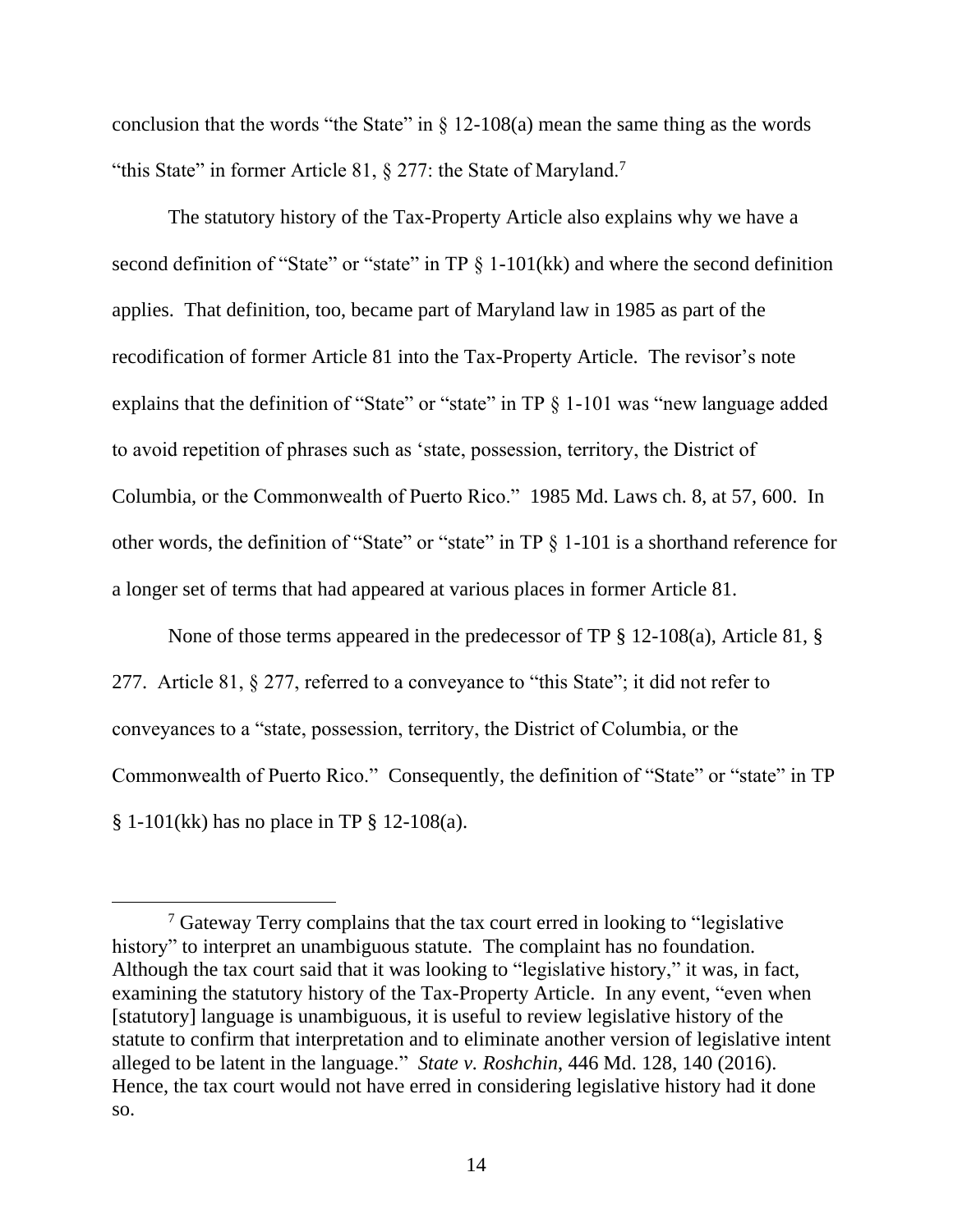conclusion that the words "the State" in § 12-108(a) mean the same thing as the words "this State" in former Article 81, § 277: the State of Maryland.[7]

The statutory history of the Tax-Property Article also explains why we have a second definition of "State" or "state" in TP § 1-101(kk) and where the second definition applies. That definition, too, became part of Maryland law in 1985 as part of the recodification of former Article 81 into the Tax-Property Article. The revisor's note explains that the definition of "State" or "state" in TP § 1-101 was "new language added to avoid repetition of phrases such as 'state, possession, territory, the District of Columbia, or the Commonwealth of Puerto Rico." 1985 Md. Laws ch. 8, at 57, 600. In other words, the definition of "State" or "state" in TP § 1-101 is a shorthand reference for a longer set of terms that had appeared at various places in former Article 81.

None of those terms appeared in the predecessor of TP § 12-108(a), Article 81, § 277. Article 81, § 277, referred to a conveyance to "this State"; it did not refer to conveyances to a "state, possession, territory, the District of Columbia, or the Commonwealth of Puerto Rico." Consequently, the definition of "State" or "state" in TP § 1-101(kk) has no place in TP § 12-108(a).

[7] Gateway Terry complains that the tax court erred in looking to "legislative history" to interpret an unambiguous statute. The complaint has no foundation. Although the tax court said that it was looking to "legislative history," it was, in fact, examining the statutory history of the Tax-Property Article. In any event, "even when [statutory] language is unambiguous, it is useful to review legislative history of the statute to confirm that interpretation and to eliminate another version of legislative intent alleged to be latent in the language." *State v. Roshchin*, 446 Md. 128, 140 (2016). Hence, the tax court would not have erred in considering legislative history had it done so.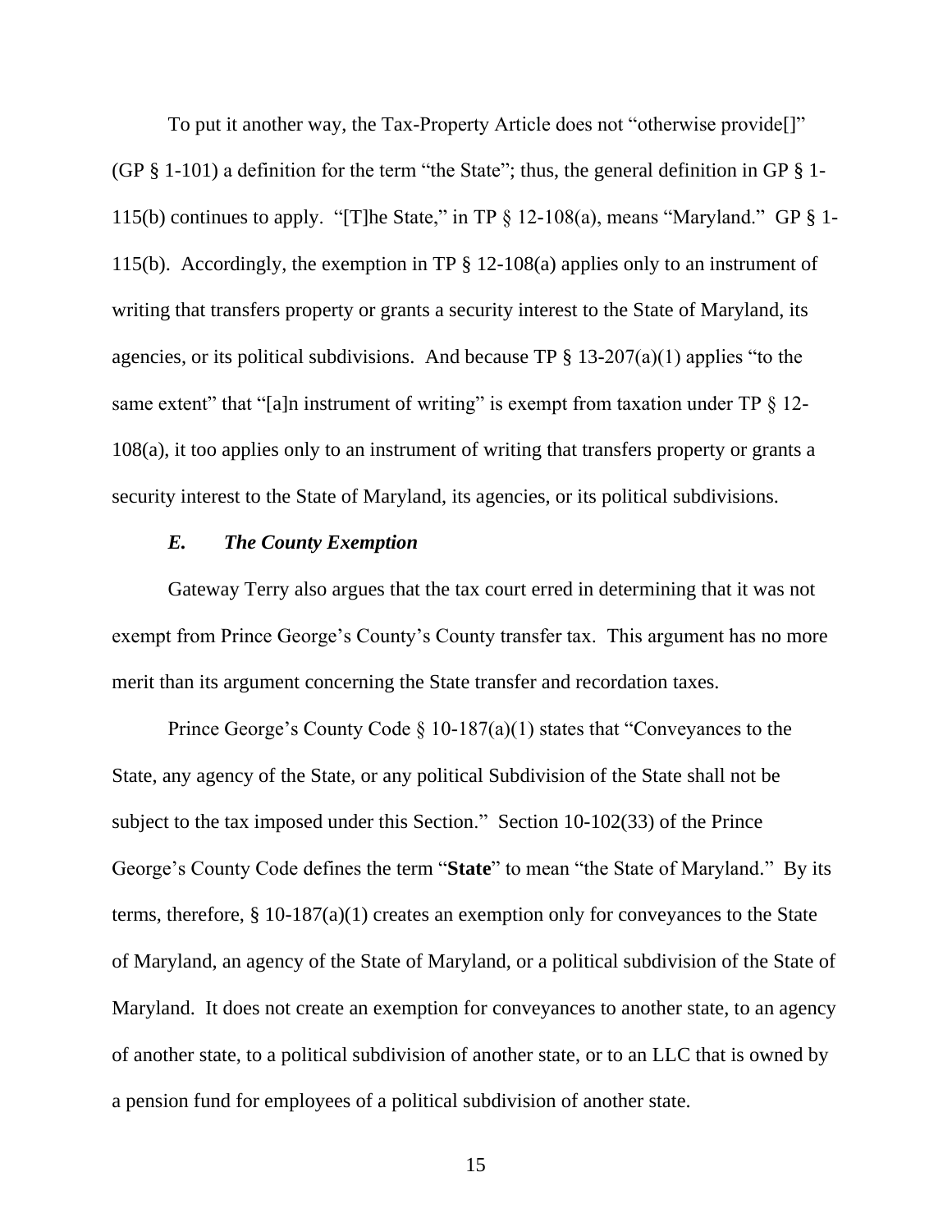To put it another way, the Tax-Property Article does not "otherwise provide[]" (GP § 1-101) a definition for the term "the State"; thus, the general definition in GP § 1-115(b) continues to apply. "[T]he State," in TP § 12-108(a), means "Maryland." GP § 1-115(b). Accordingly, the exemption in TP § 12-108(a) applies only to an instrument of writing that transfers property or grants a security interest to the State of Maryland, its agencies, or its political subdivisions. And because TP § 13-207(a)(1) applies "to the same extent" that "[a]n instrument of writing" is exempt from taxation under TP § 12-108(a), it too applies only to an instrument of writing that transfers property or grants a security interest to the State of Maryland, its agencies, or its political subdivisions.

### *E. The County Exemption*

Gateway Terry also argues that the tax court erred in determining that it was not exempt from Prince George's County's County transfer tax. This argument has no more merit than its argument concerning the State transfer and recordation taxes.

Prince George's County Code § 10-187(a)(1) states that "Conveyances to the State, any agency of the State, or any political Subdivision of the State shall not be subject to the tax imposed under this Section." Section 10-102(33) of the Prince George's County Code defines the term "**State**" to mean "the State of Maryland." By its terms, therefore, § 10-187(a)(1) creates an exemption only for conveyances to the State of Maryland, an agency of the State of Maryland, or a political subdivision of the State of Maryland. It does not create an exemption for conveyances to another state, to an agency of another state, to a political subdivision of another state, or to an LLC that is owned by a pension fund for employees of a political subdivision of another state.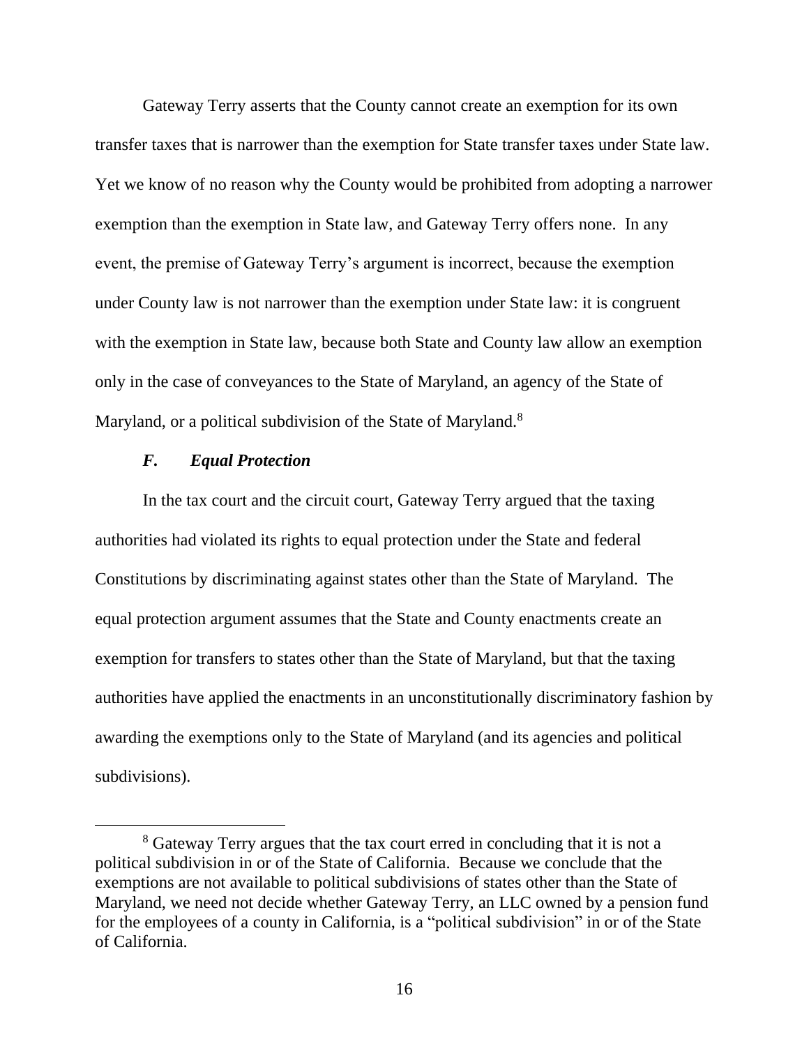Gateway Terry asserts that the County cannot create an exemption for its own transfer taxes that is narrower than the exemption for State transfer taxes under State law. Yet we know of no reason why the County would be prohibited from adopting a narrower exemption than the exemption in State law, and Gateway Terry offers none. In any event, the premise of Gateway Terry's argument is incorrect, because the exemption under County law is not narrower than the exemption under State law: it is congruent with the exemption in State law, because both State and County law allow an exemption only in the case of conveyances to the State of Maryland, an agency of the State of Maryland, or a political subdivision of the State of Maryland.[8]

### *F. Equal Protection*

In the tax court and the circuit court, Gateway Terry argued that the taxing authorities had violated its rights to equal protection under the State and federal Constitutions by discriminating against states other than the State of Maryland. The equal protection argument assumes that the State and County enactments create an exemption for transfers to states other than the State of Maryland, but that the taxing authorities have applied the enactments in an unconstitutionally discriminatory fashion by awarding the exemptions only to the State of Maryland (and its agencies and political subdivisions).

---

[8] Gateway Terry argues that the tax court erred in concluding that it is not a political subdivision in or of the State of California. Because we conclude that the exemptions are not available to political subdivisions of states other than the State of Maryland, we need not decide whether Gateway Terry, an LLC owned by a pension fund for the employees of a county in California, is a "political subdivision" in or of the State of California.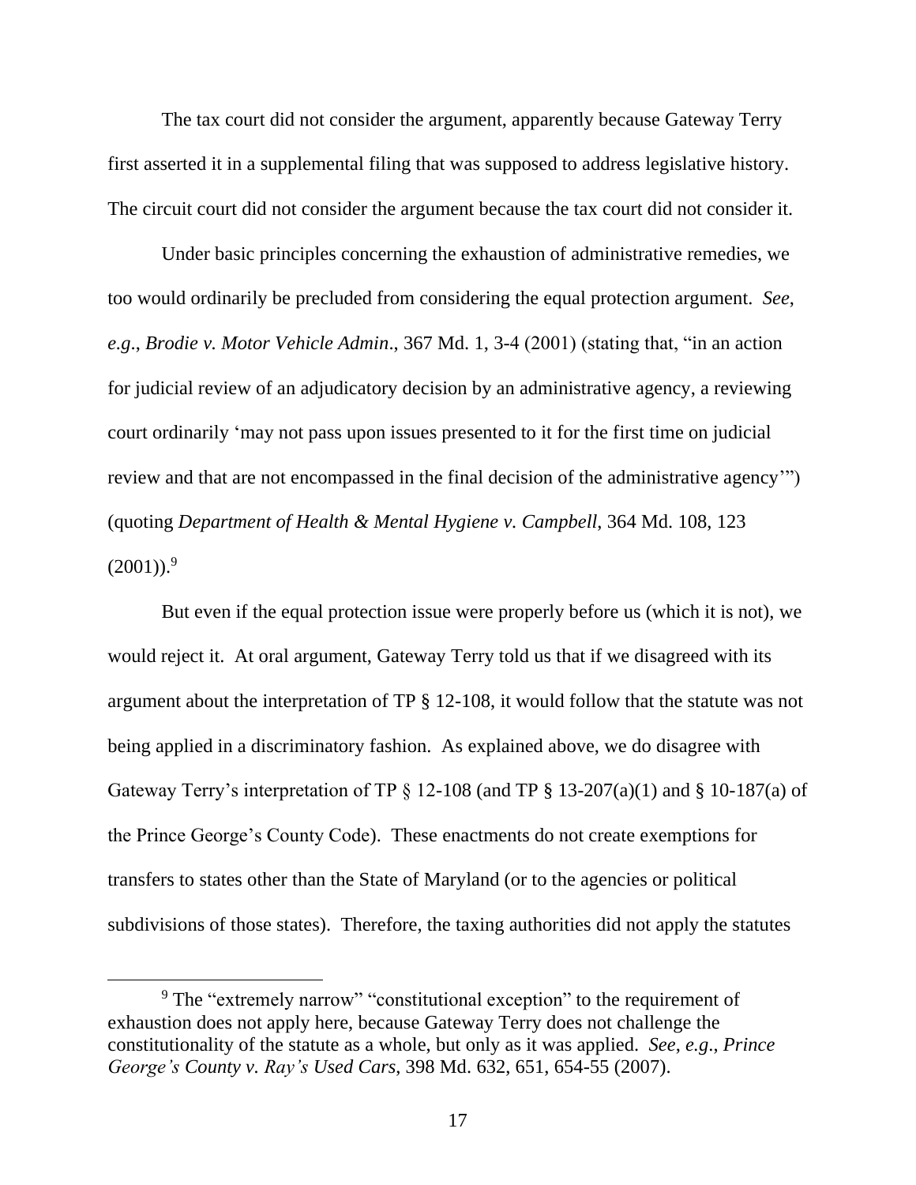The tax court did not consider the argument, apparently because Gateway Terry first asserted it in a supplemental filing that was supposed to address legislative history. The circuit court did not consider the argument because the tax court did not consider it.

Under basic principles concerning the exhaustion of administrative remedies, we too would ordinarily be precluded from considering the equal protection argument. *See*, *e.g*., *Brodie v. Motor Vehicle Admin*., 367 Md. 1, 3-4 (2001) (stating that, "in an action for judicial review of an adjudicatory decision by an administrative agency, a reviewing court ordinarily 'may not pass upon issues presented to it for the first time on judicial review and that are not encompassed in the final decision of the administrative agency'") (quoting *Department of Health & Mental Hygiene v. Campbell*, 364 Md. 108, 123 (2001)).[9]

But even if the equal protection issue were properly before us (which it is not), we would reject it. At oral argument, Gateway Terry told us that if we disagreed with its argument about the interpretation of TP § 12-108, it would follow that the statute was not being applied in a discriminatory fashion. As explained above, we do disagree with Gateway Terry's interpretation of TP § 12-108 (and TP § 13-207(a)(1) and § 10-187(a) of the Prince George's County Code). These enactments do not create exemptions for transfers to states other than the State of Maryland (or to the agencies or political subdivisions of those states). Therefore, the taxing authorities did not apply the statutes

[9] The "extremely narrow" "constitutional exception" to the requirement of exhaustion does not apply here, because Gateway Terry does not challenge the constitutionality of the statute as a whole, but only as it was applied. *See*, *e.g*., *Prince George's County v. Ray's Used Cars*, 398 Md. 632, 651, 654-55 (2007).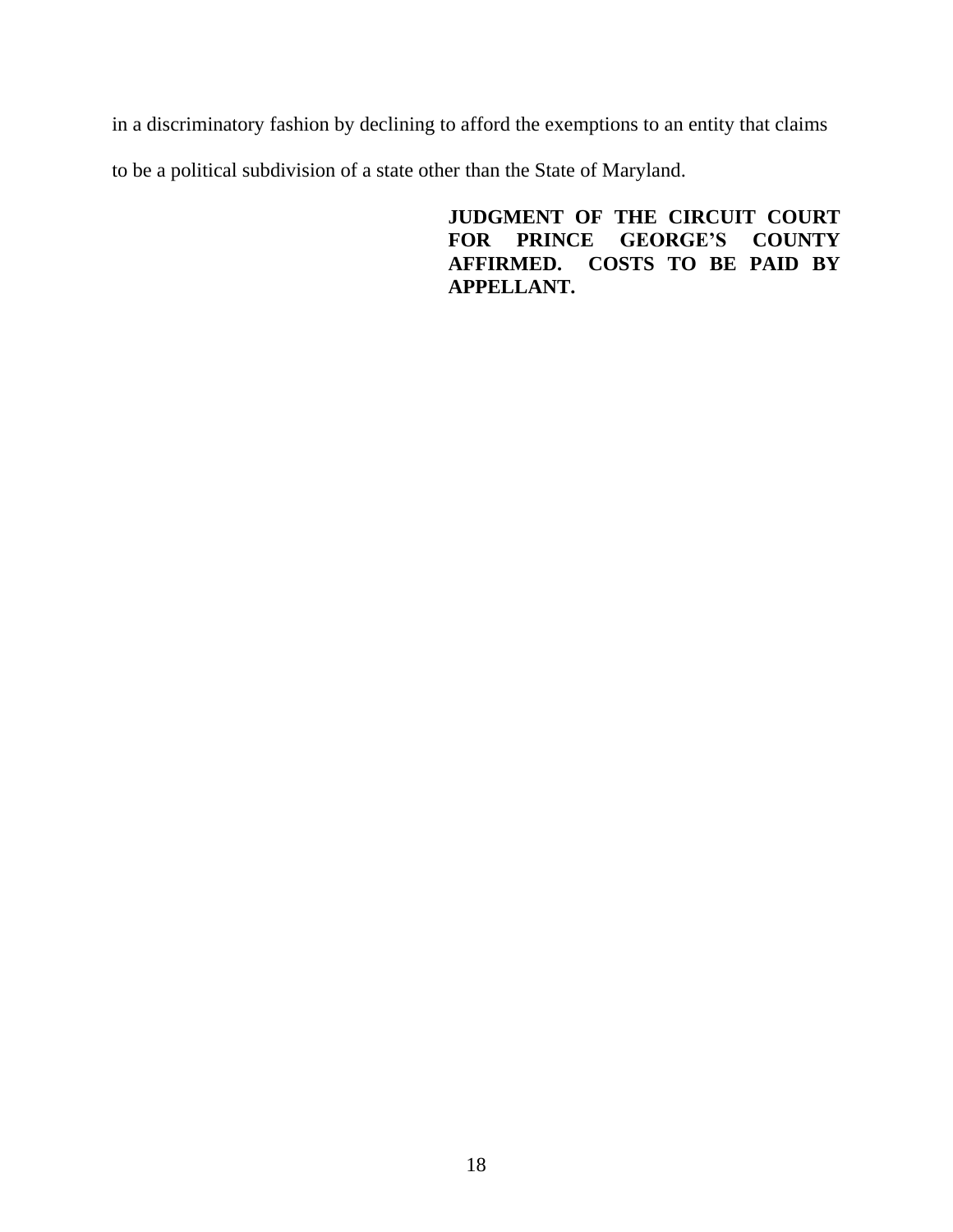in a discriminatory fashion by declining to afford the exemptions to an entity that claims to be a political subdivision of a state other than the State of Maryland.

**JUDGMENT OF THE CIRCUIT COURT FOR PRINCE GEORGE'S COUNTY AFFIRMED. COSTS TO BE PAID BY APPELLANT.**